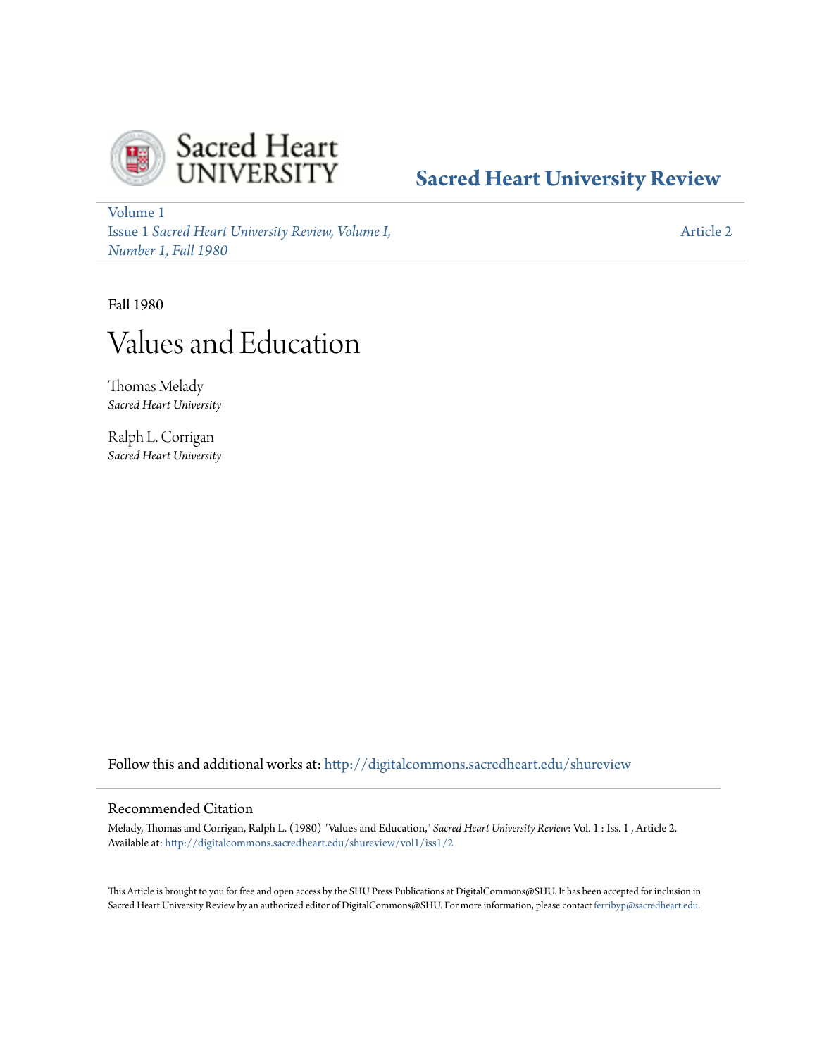Sacred Heart UNIVERSITY

**Sacred Heart University Review**

Volume 1
Issue 1 *Sacred Heart University Review, Volume I, Number 1, Fall 1980*

Article 2

Fall 1980

# Values and Education

Thomas Melady
*Sacred Heart University*

Ralph L. Corrigan
*Sacred Heart University*

Follow this and additional works at: http://digitalcommons.sacredheart.edu/shureview

## Recommended Citation

Melady, Thomas and Corrigan, Ralph L. (1980) "Values and Education," *Sacred Heart University Review*: Vol. 1 : Iss. 1 , Article 2.
Available at: http://digitalcommons.sacredheart.edu/shureview/vol1/iss1/2

This Article is brought to you for free and open access by the SHU Press Publications at DigitalCommons@SHU. It has been accepted for inclusion in Sacred Heart University Review by an authorized editor of DigitalCommons@SHU. For more information, please contact ferribyp@sacredheart.edu.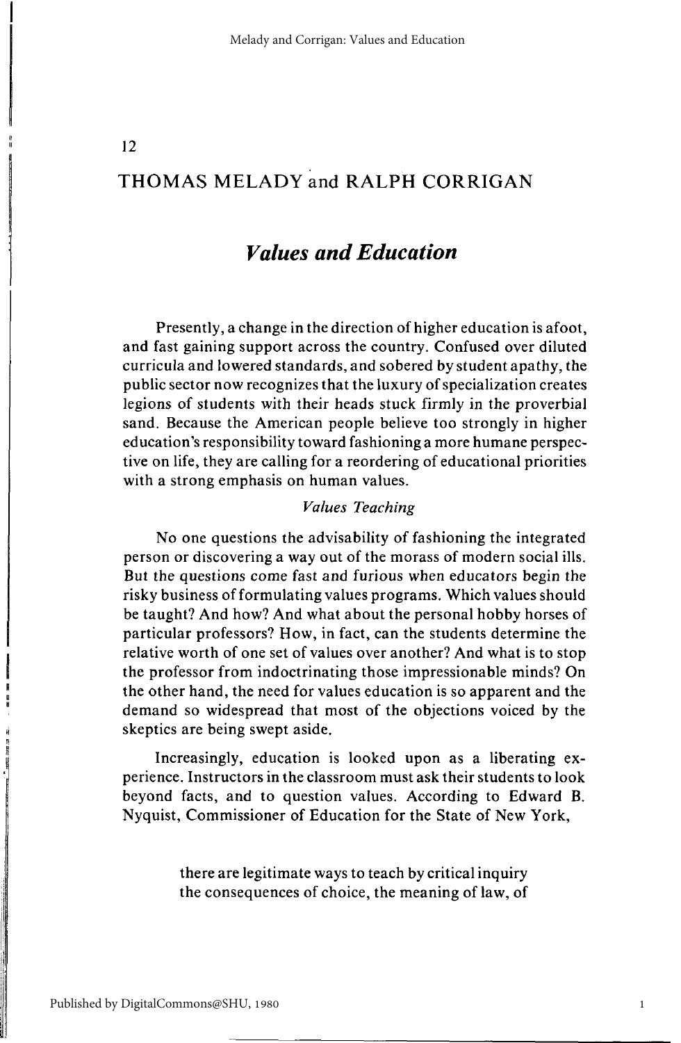# THOMAS MELADY and RALPH CORRIGAN

## *Values and Education*

Presently, a change in the direction of higher education is afoot, and fast gaining support across the country. Confused over diluted curricula and lowered standards, and sobered by student apathy, the public sector now recognizes that the luxury of specialization creates legions of students with their heads stuck firmly in the proverbial sand. Because the American people believe too strongly in higher education's responsibility toward fashioning a more humane perspective on life, they are calling for a reordering of educational priorities with a strong emphasis on human values.

### *Values Teaching*

No one questions the advisability of fashioning the integrated person or discovering a way out of the morass of modern social ills. But the questions come fast and furious when educators begin the risky business of formulating values programs. Which values should be taught? And how? And what about the personal hobby horses of particular professors? How, in fact, can the students determine the relative worth of one set of values over another? And what is to stop the professor from indoctrinating those impressionable minds? On the other hand, the need for values education is so apparent and the demand so widespread that most of the objections voiced by the skeptics are being swept aside.

Increasingly, education is looked upon as a liberating experience. Instructors in the classroom must ask their students to look beyond facts, and to question values. According to Edward B. Nyquist, Commissioner of Education for the State of New York,

> there are legitimate ways to teach by critical inquiry the consequences of choice, the meaning of law, of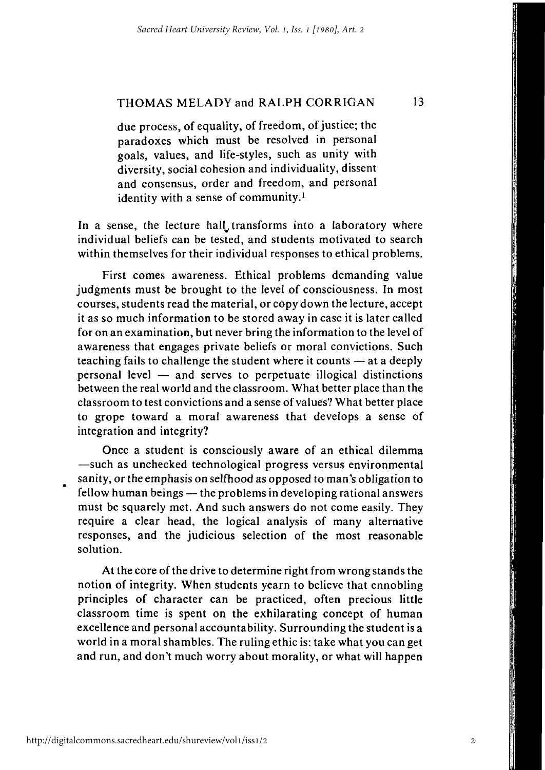> due process, of equality, of freedom, of justice; the paradoxes which must be resolved in personal goals, values, and life-styles, such as unity with diversity, social cohesion and individuality, dissent and consensus, order and freedom, and personal identity with a sense of community.[1]

In a sense, the lecture hall transforms into a laboratory where individual beliefs can be tested, and students motivated to search within themselves for their individual responses to ethical problems.

First comes awareness. Ethical problems demanding value judgments must be brought to the level of consciousness. In most courses, students read the material, or copy down the lecture, accept it as so much information to be stored away in case it is later called for on an examination, but never bring the information to the level of awareness that engages private beliefs or moral convictions. Such teaching fails to challenge the student where it counts — at a deeply personal level — and serves to perpetuate illogical distinctions between the real world and the classroom. What better place than the classroom to test convictions and a sense of values? What better place to grope toward a moral awareness that develops a sense of integration and integrity?

Once a student is consciously aware of an ethical dilemma —such as unchecked technological progress versus environmental sanity, or the emphasis on selfhood as opposed to man's obligation to fellow human beings — the problems in developing rational answers must be squarely met. And such answers do not come easily. They require a clear head, the logical analysis of many alternative responses, and the judicious selection of the most reasonable solution.

At the core of the drive to determine right from wrong stands the notion of integrity. When students yearn to believe that ennobling principles of character can be practiced, often precious little classroom time is spent on the exhilarating concept of human excellence and personal accountability. Surrounding the student is a world in a moral shambles. The ruling ethic is: take what you can get and run, and don't much worry about morality, or what will happen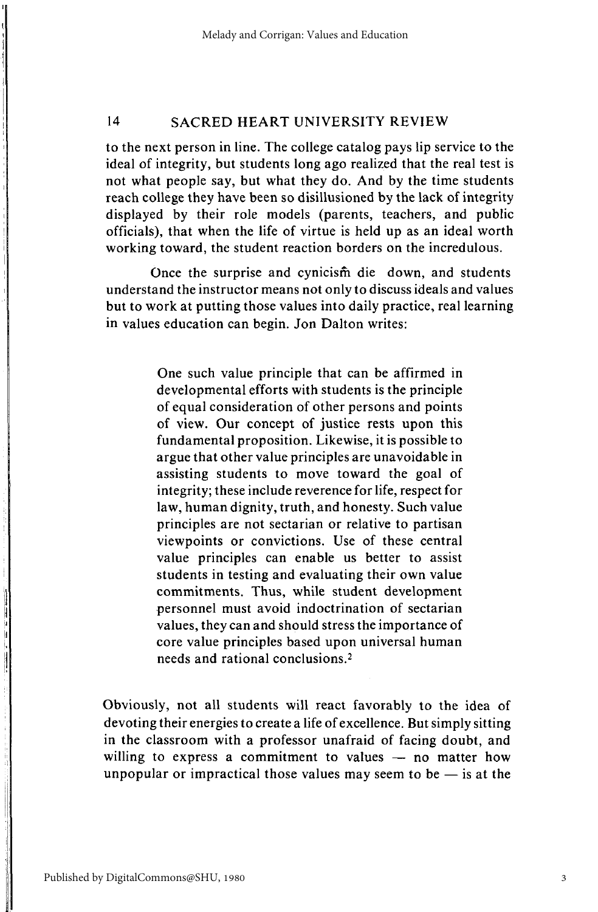to the next person in line. The college catalog pays lip service to the ideal of integrity, but students long ago realized that the real test is not what people say, but what they do. And by the time students reach college they have been so disillusioned by the lack of integrity displayed by their role models (parents, teachers, and public officials), that when the life of virtue is held up as an ideal worth working toward, the student reaction borders on the incredulous.

Once the surprise and cynicism die down, and students understand the instructor means not only to discuss ideals and values but to work at putting those values into daily practice, real learning in values education can begin. Jon Dalton writes:

> One such value principle that can be affirmed in developmental efforts with students is the principle of equal consideration of other persons and points of view. Our concept of justice rests upon this fundamental proposition. Likewise, it is possible to argue that other value principles are unavoidable in assisting students to move toward the goal of integrity; these include reverence for life, respect for law, human dignity, truth, and honesty. Such value principles are not sectarian or relative to partisan viewpoints or convictions. Use of these central value principles can enable us better to assist students in testing and evaluating their own value commitments. Thus, while student development personnel must avoid indoctrination of sectarian values, they can and should stress the importance of core value principles based upon universal human needs and rational conclusions.[2]

Obviously, not all students will react favorably to the idea of devoting their energies to create a life of excellence. But simply sitting in the classroom with a professor unafraid of facing doubt, and willing to express a commitment to values — no matter how unpopular or impractical those values may seem to be — is at the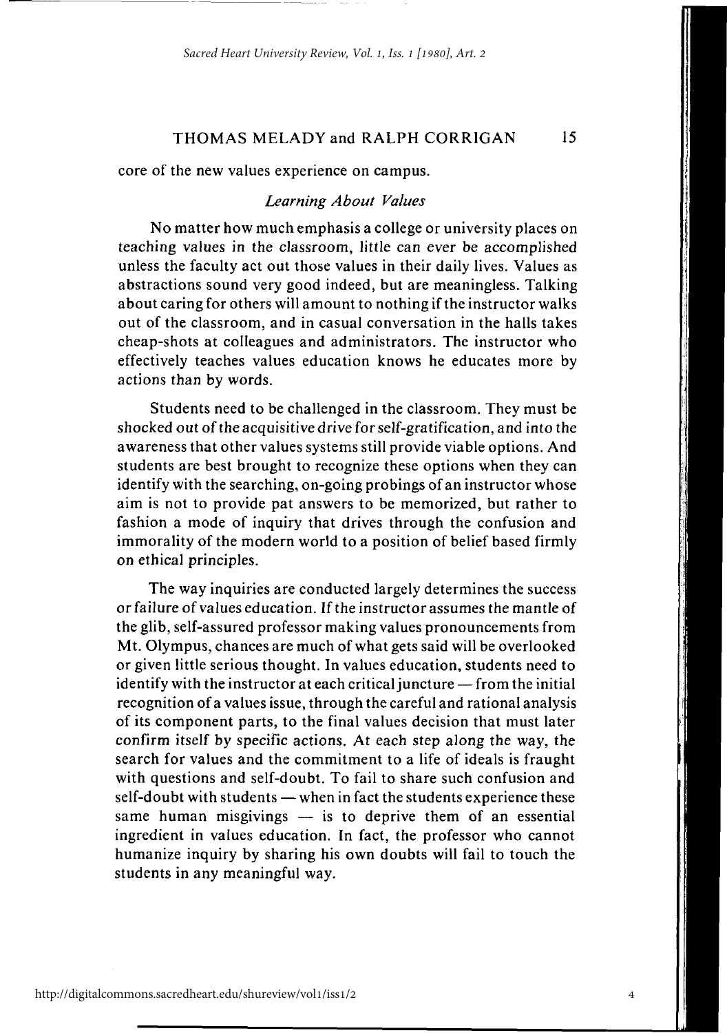core of the new values experience on campus.

### *Learning About Values*

No matter how much emphasis a college or university places on teaching values in the classroom, little can ever be accomplished unless the faculty act out those values in their daily lives. Values as abstractions sound very good indeed, but are meaningless. Talking about caring for others will amount to nothing if the instructor walks out of the classroom, and in casual conversation in the halls takes cheap-shots at colleagues and administrators. The instructor who effectively teaches values education knows he educates more by actions than by words.

Students need to be challenged in the classroom. They must be shocked out of the acquisitive drive for self-gratification, and into the awareness that other values systems still provide viable options. And students are best brought to recognize these options when they can identify with the searching, on-going probings of an instructor whose aim is not to provide pat answers to be memorized, but rather to fashion a mode of inquiry that drives through the confusion and immorality of the modern world to a position of belief based firmly on ethical principles.

The way inquiries are conducted largely determines the success or failure of values education. If the instructor assumes the mantle of the glib, self-assured professor making values pronouncements from Mt. Olympus, chances are much of what gets said will be overlooked or given little serious thought. In values education, students need to identify with the instructor at each critical juncture — from the initial recognition of a values issue, through the careful and rational analysis of its component parts, to the final values decision that must later confirm itself by specific actions. At each step along the way, the search for values and the commitment to a life of ideals is fraught with questions and self-doubt. To fail to share such confusion and self-doubt with students — when in fact the students experience these same human misgivings — is to deprive them of an essential ingredient in values education. In fact, the professor who cannot humanize inquiry by sharing his own doubts will fail to touch the students in any meaningful way.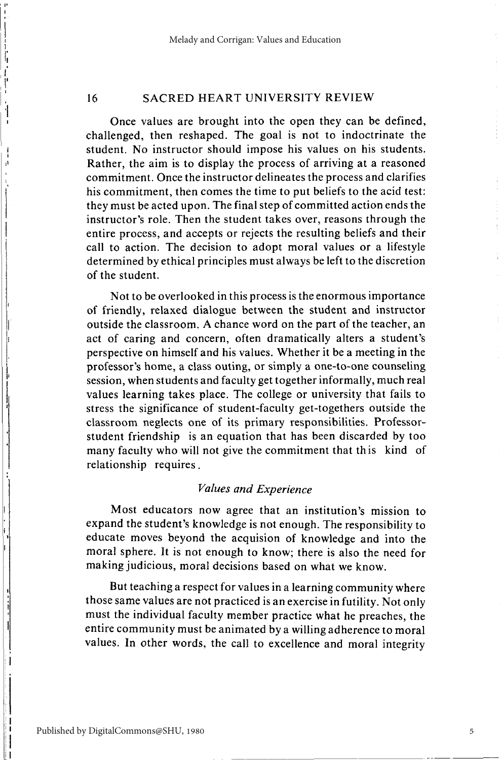Once values are brought into the open they can be defined, challenged, then reshaped. The goal is not to indoctrinate the student. No instructor should impose his values on his students. Rather, the aim is to display the process of arriving at a reasoned commitment. Once the instructor delineates the process and clarifies his commitment, then comes the time to put beliefs to the acid test: they must be acted upon. The final step of committed action ends the instructor's role. Then the student takes over, reasons through the entire process, and accepts or rejects the resulting beliefs and their call to action. The decision to adopt moral values or a lifestyle determined by ethical principles must always be left to the discretion of the student.

Not to be overlooked in this process is the enormous importance of friendly, relaxed dialogue between the student and instructor outside the classroom. A chance word on the part of the teacher, an act of caring and concern, often dramatically alters a student's perspective on himself and his values. Whether it be a meeting in the professor's home, a class outing, or simply a one-to-one counseling session, when students and faculty get together informally, much real values learning takes place. The college or university that fails to stress the significance of student-faculty get-togethers outside the classroom neglects one of its primary responsibilities. Professor-student friendship is an equation that has been discarded by too many faculty who will not give the commitment that this kind of relationship requires.

### *Values and Experience*

Most educators now agree that an institution's mission to expand the student's knowledge is not enough. The responsibility to educate moves beyond the acquision of knowledge and into the moral sphere. It is not enough to know; there is also the need for making judicious, moral decisions based on what we know.

But teaching a respect for values in a learning community where those same values are not practiced is an exercise in futility. Not only must the individual faculty member practice what he preaches, the entire community must be animated by a willing adherence to moral values. In other words, the call to excellence and moral integrity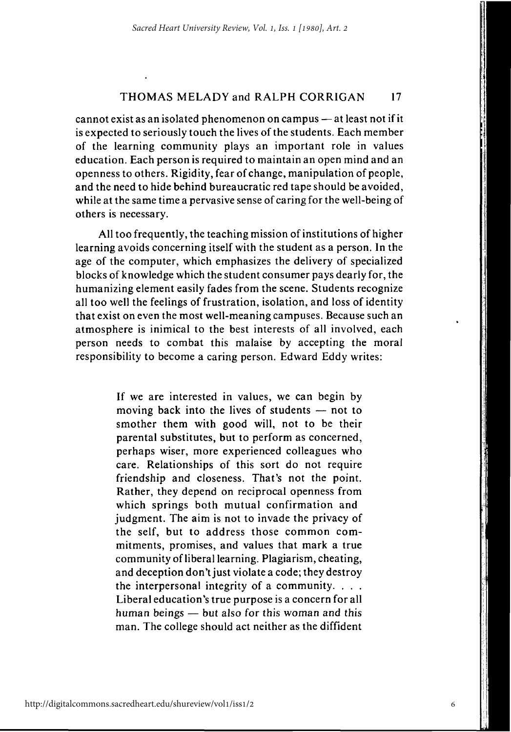cannot exist as an isolated phenomenon on campus — at least not if it is expected to seriously touch the lives of the students. Each member of the learning community plays an important role in values education. Each person is required to maintain an open mind and an openness to others. Rigidity, fear of change, manipulation of people, and the need to hide behind bureaucratic red tape should be avoided, while at the same time a pervasive sense of caring for the well-being of others is necessary.

All too frequently, the teaching mission of institutions of higher learning avoids concerning itself with the student as a person. In the age of the computer, which emphasizes the delivery of specialized blocks of knowledge which the student consumer pays dearly for, the humanizing element easily fades from the scene. Students recognize all too well the feelings of frustration, isolation, and loss of identity that exist on even the most well-meaning campuses. Because such an atmosphere is inimical to the best interests of all involved, each person needs to combat this malaise by accepting the moral responsibility to become a caring person. Edward Eddy writes:

> If we are interested in values, we can begin by moving back into the lives of students — not to smother them with good will, not to be their parental substitutes, but to perform as concerned, perhaps wiser, more experienced colleagues who care. Relationships of this sort do not require friendship and closeness. That's not the point. Rather, they depend on reciprocal openness from which springs both mutual confirmation and judgment. The aim is not to invade the privacy of the self, but to address those common commitments, promises, and values that mark a true community of liberal learning. Plagiarism, cheating, and deception don't just violate a code; they destroy the interpersonal integrity of a community. . . . Liberal education's true purpose is a concern for all human beings — but also for this woman and this man. The college should act neither as the diffident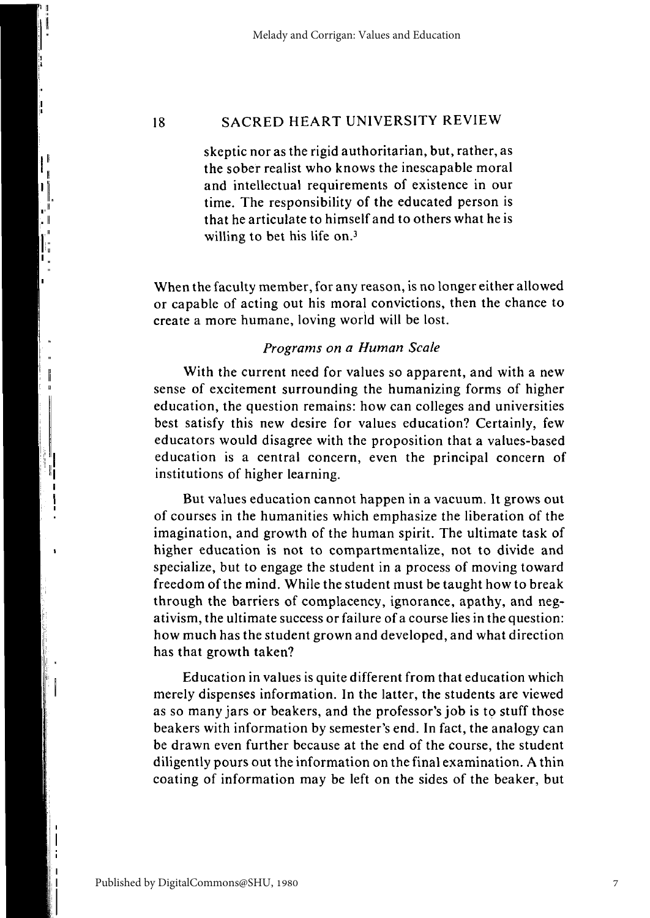skeptic nor as the rigid authoritarian, but, rather, as the sober realist who knows the inescapable moral and intellectual requirements of existence in our time. The responsibility of the educated person is that he articulate to himself and to others what he is willing to bet his life on.[3]

When the faculty member, for any reason, is no longer either allowed or capable of acting out his moral convictions, then the chance to create a more humane, loving world will be lost.

### *Programs on a Human Scale*

With the current need for values so apparent, and with a new sense of excitement surrounding the humanizing forms of higher education, the question remains: how can colleges and universities best satisfy this new desire for values education? Certainly, few educators would disagree with the proposition that a values-based education is a central concern, even the principal concern of institutions of higher learning.

But values education cannot happen in a vacuum. It grows out of courses in the humanities which emphasize the liberation of the imagination, and growth of the human spirit. The ultimate task of higher education is not to compartmentalize, not to divide and specialize, but to engage the student in a process of moving toward freedom of the mind. While the student must be taught how to break through the barriers of complacency, ignorance, apathy, and negativism, the ultimate success or failure of a course lies in the question: how much has the student grown and developed, and what direction has that growth taken?

Education in values is quite different from that education which merely dispenses information. In the latter, the students are viewed as so many jars or beakers, and the professor's job is to stuff those beakers with information by semester's end. In fact, the analogy can be drawn even further because at the end of the course, the student diligently pours out the information on the final examination. A thin coating of information may be left on the sides of the beaker, but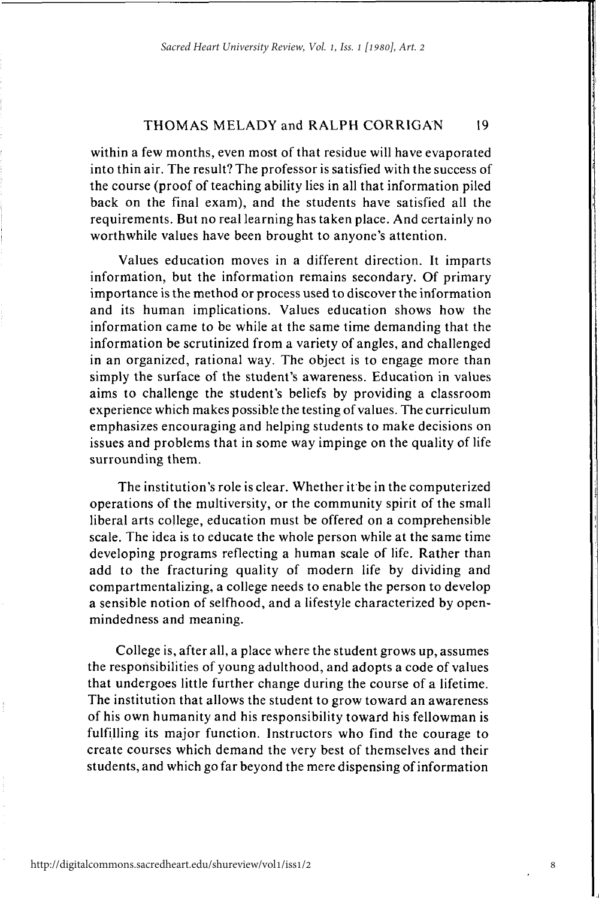within a few months, even most of that residue will have evaporated into thin air. The result? The professor is satisfied with the success of the course (proof of teaching ability lies in all that information piled back on the final exam), and the students have satisfied all the requirements. But no real learning has taken place. And certainly no worthwhile values have been brought to anyone's attention.

Values education moves in a different direction. It imparts information, but the information remains secondary. Of primary importance is the method or process used to discover the information and its human implications. Values education shows how the information came to be while at the same time demanding that the information be scrutinized from a variety of angles, and challenged in an organized, rational way. The object is to engage more than simply the surface of the student's awareness. Education in values aims to challenge the student's beliefs by providing a classroom experience which makes possible the testing of values. The curriculum emphasizes encouraging and helping students to make decisions on issues and problems that in some way impinge on the quality of life surrounding them.

The institution's role is clear. Whether it be in the computerized operations of the multiversity, or the community spirit of the small liberal arts college, education must be offered on a comprehensible scale. The idea is to educate the whole person while at the same time developing programs reflecting a human scale of life. Rather than add to the fracturing quality of modern life by dividing and compartmentalizing, a college needs to enable the person to develop a sensible notion of selfhood, and a lifestyle characterized by open-mindedness and meaning.

College is, after all, a place where the student grows up, assumes the responsibilities of young adulthood, and adopts a code of values that undergoes little further change during the course of a lifetime. The institution that allows the student to grow toward an awareness of his own humanity and his responsibility toward his fellowman is fulfilling its major function. Instructors who find the courage to create courses which demand the very best of themselves and their students, and which go far beyond the mere dispensing of information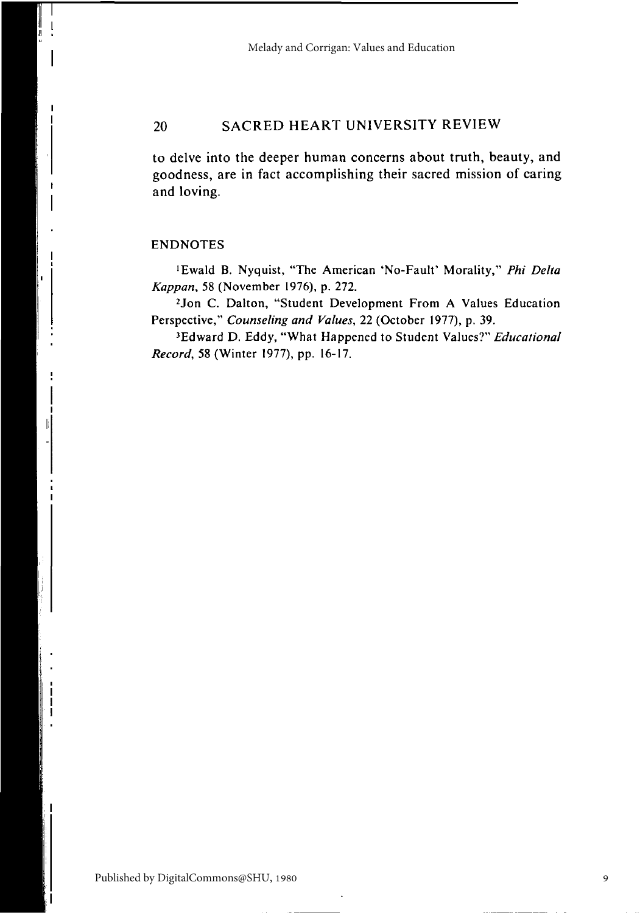to delve into the deeper human concerns about truth, beauty, and goodness, are in fact accomplishing their sacred mission of caring and loving.

## ENDNOTES

[1]Ewald B. Nyquist, "The American 'No-Fault' Morality," *Phi Delta Kappan*, 58 (November 1976), p. 272.

[2]Jon C. Dalton, "Student Development From A Values Education Perspective," *Counseling and Values*, 22 (October 1977), p. 39.

[3]Edward D. Eddy, "What Happened to Student Values?" *Educational Record*, 58 (Winter 1977), pp. 16-17.